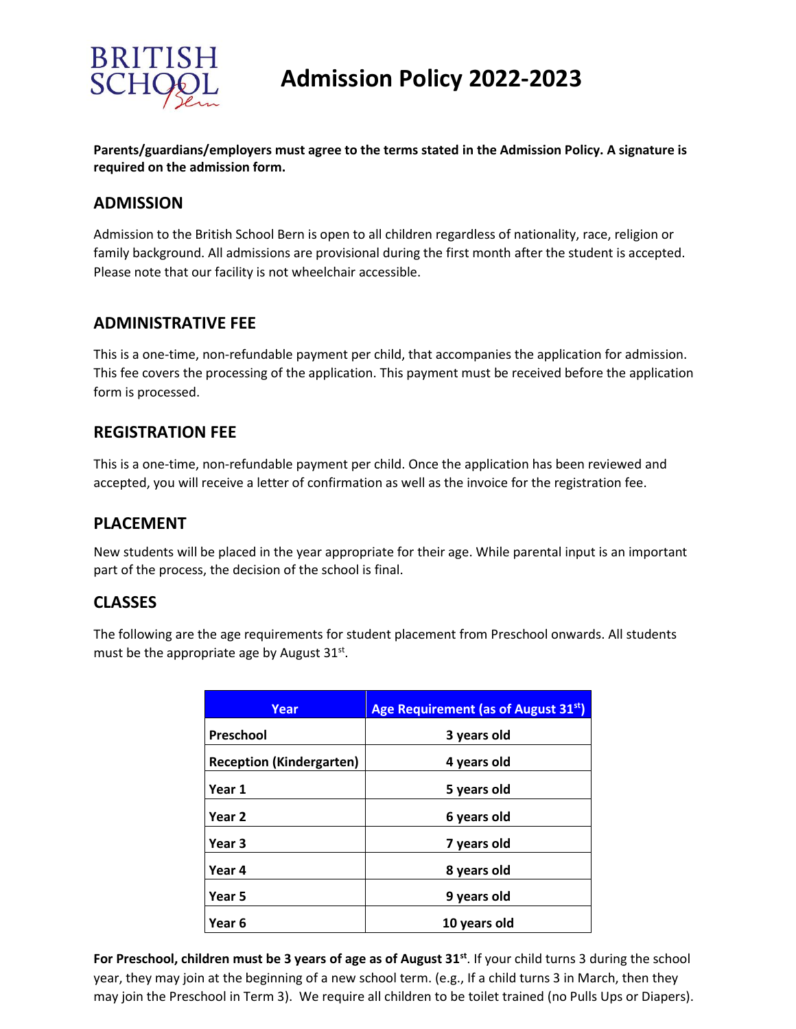# Admission Policy 2022-2023

**Parents/guardians/employers must agree to the terms stated in the Admission Policy. A signature is required on the admission form.**

## ADMISSION

Admission to the British School Bern is open to all children regardless of nationality, race, religion or family background. All admissions are provisional during the first month after the student is accepted. Please note that our facility is not wheelchair accessible.

## ADMINISTRATIVE FEE

This is a one-time, non-refundable payment per child, that accompanies the application for admission. This fee covers the processing of the application. This payment must be received before the application form is processed.

## REGISTRATION FEE

This is a one-time, non-refundable payment per child. Once the application has been reviewed and accepted, you will receive a letter of confirmation as well as the invoice for the registration fee.

## PLACEMENT

New students will be placed in the year appropriate for their age. While parental input is an important part of the process, the decision of the school is final.

## CLASSES

The following are the age requirements for student placement from Preschool onwards. All students must be the appropriate age by August 31st.

| Year | Age Requirement (as of August 31st) |
|---|---|
| **Preschool** | **3 years old** |
| **Reception (Kindergarten)** | **4 years old** |
| **Year 1** | **5 years old** |
| **Year 2** | **6 years old** |
| **Year 3** | **7 years old** |
| **Year 4** | **8 years old** |
| **Year 5** | **9 years old** |
| **Year 6** | **10 years old** |

**For Preschool, children must be 3 years of age as of August 31st**. If your child turns 3 during the school year, they may join at the beginning of a new school term. (e.g., If a child turns 3 in March, then they may join the Preschool in Term 3). We require all children to be toilet trained (no Pulls Ups or Diapers).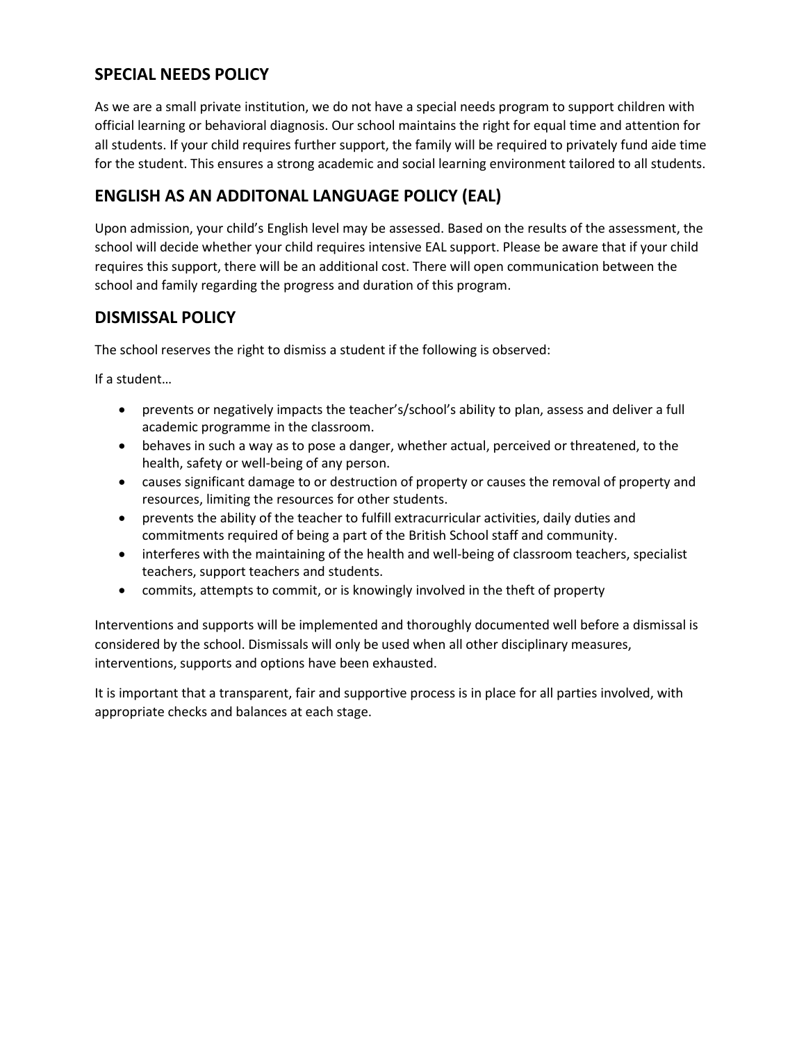## SPECIAL NEEDS POLICY

As we are a small private institution, we do not have a special needs program to support children with official learning or behavioral diagnosis. Our school maintains the right for equal time and attention for all students. If your child requires further support, the family will be required to privately fund aide time for the student. This ensures a strong academic and social learning environment tailored to all students.

## ENGLISH AS AN ADDITONAL LANGUAGE POLICY (EAL)

Upon admission, your child's English level may be assessed. Based on the results of the assessment, the school will decide whether your child requires intensive EAL support. Please be aware that if your child requires this support, there will be an additional cost. There will open communication between the school and family regarding the progress and duration of this program.

## DISMISSAL POLICY

The school reserves the right to dismiss a student if the following is observed:

If a student…

- prevents or negatively impacts the teacher's/school's ability to plan, assess and deliver a full academic programme in the classroom.
- behaves in such a way as to pose a danger, whether actual, perceived or threatened, to the health, safety or well-being of any person.
- causes significant damage to or destruction of property or causes the removal of property and resources, limiting the resources for other students.
- prevents the ability of the teacher to fulfill extracurricular activities, daily duties and commitments required of being a part of the British School staff and community.
- interferes with the maintaining of the health and well-being of classroom teachers, specialist teachers, support teachers and students.
- commits, attempts to commit, or is knowingly involved in the theft of property

Interventions and supports will be implemented and thoroughly documented well before a dismissal is considered by the school. Dismissals will only be used when all other disciplinary measures, interventions, supports and options have been exhausted.

It is important that a transparent, fair and supportive process is in place for all parties involved, with appropriate checks and balances at each stage.